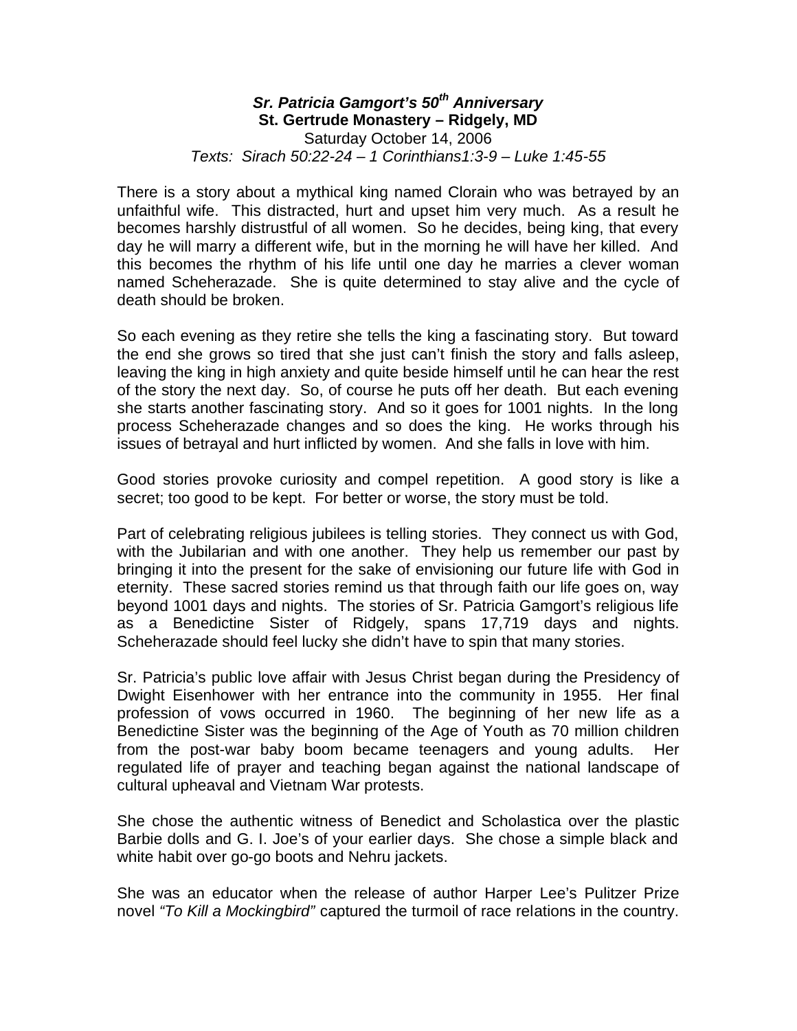***Sr. Patricia Gamgort's 50th Anniversary***
**St. Gertrude Monastery – Ridgely, MD**
Saturday October 14, 2006
*Texts: Sirach 50:22-24 – 1 Corinthians1:3-9 – Luke 1:45-55*

There is a story about a mythical king named Clorain who was betrayed by an unfaithful wife. This distracted, hurt and upset him very much. As a result he becomes harshly distrustful of all women. So he decides, being king, that every day he will marry a different wife, but in the morning he will have her killed. And this becomes the rhythm of his life until one day he marries a clever woman named Scheherazade. She is quite determined to stay alive and the cycle of death should be broken.

So each evening as they retire she tells the king a fascinating story. But toward the end she grows so tired that she just can't finish the story and falls asleep, leaving the king in high anxiety and quite beside himself until he can hear the rest of the story the next day. So, of course he puts off her death. But each evening she starts another fascinating story. And so it goes for 1001 nights. In the long process Scheherazade changes and so does the king. He works through his issues of betrayal and hurt inflicted by women. And she falls in love with him.

Good stories provoke curiosity and compel repetition. A good story is like a secret; too good to be kept. For better or worse, the story must be told.

Part of celebrating religious jubilees is telling stories. They connect us with God, with the Jubilarian and with one another. They help us remember our past by bringing it into the present for the sake of envisioning our future life with God in eternity. These sacred stories remind us that through faith our life goes on, way beyond 1001 days and nights. The stories of Sr. Patricia Gamgort's religious life as a Benedictine Sister of Ridgely, spans 17,719 days and nights. Scheherazade should feel lucky she didn't have to spin that many stories.

Sr. Patricia's public love affair with Jesus Christ began during the Presidency of Dwight Eisenhower with her entrance into the community in 1955. Her final profession of vows occurred in 1960. The beginning of her new life as a Benedictine Sister was the beginning of the Age of Youth as 70 million children from the post-war baby boom became teenagers and young adults. Her regulated life of prayer and teaching began against the national landscape of cultural upheaval and Vietnam War protests.

She chose the authentic witness of Benedict and Scholastica over the plastic Barbie dolls and G. I. Joe's of your earlier days. She chose a simple black and white habit over go-go boots and Nehru jackets.

She was an educator when the release of author Harper Lee's Pulitzer Prize novel *"To Kill a Mockingbird"* captured the turmoil of race relations in the country.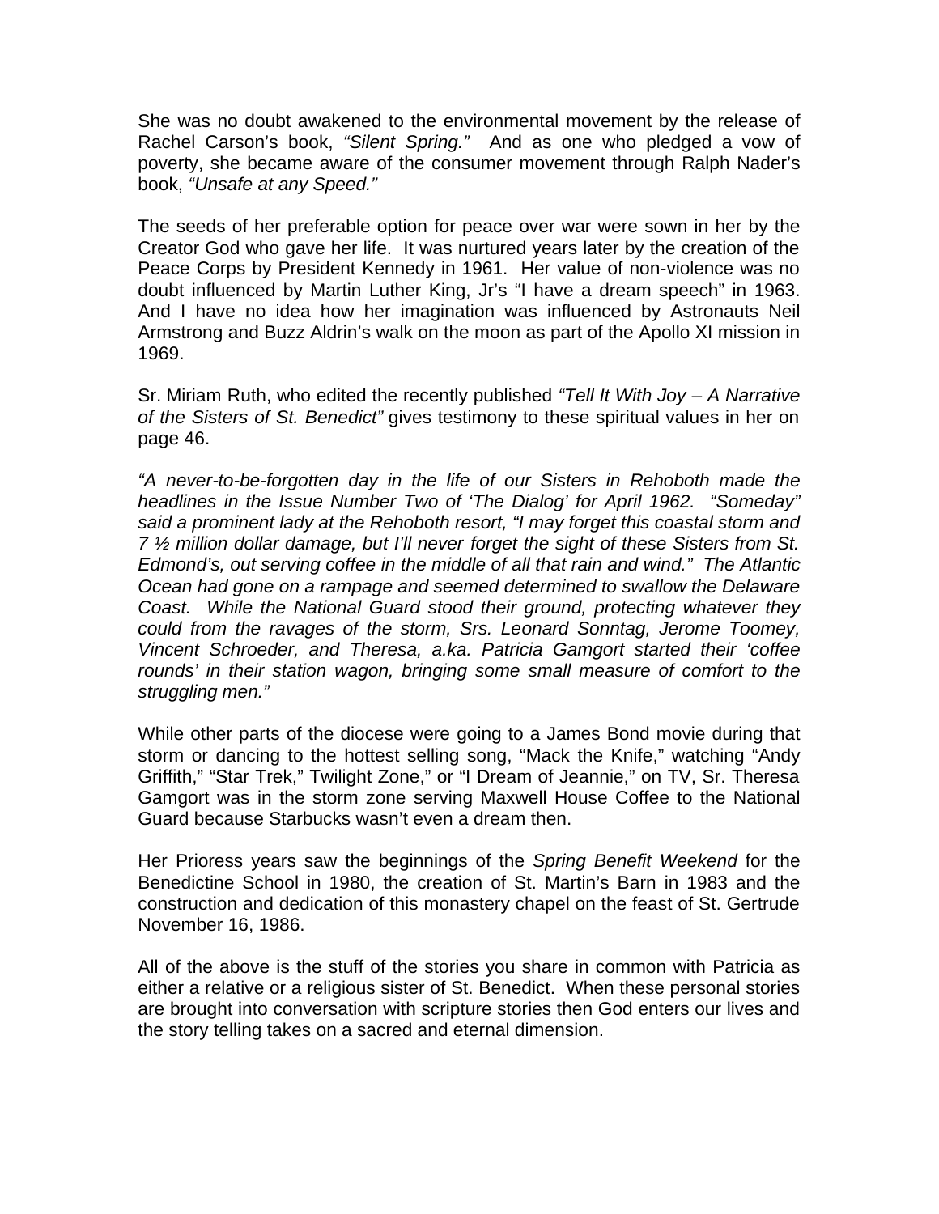She was no doubt awakened to the environmental movement by the release of Rachel Carson's book, *"Silent Spring."* And as one who pledged a vow of poverty, she became aware of the consumer movement through Ralph Nader's book, *"Unsafe at any Speed."*

The seeds of her preferable option for peace over war were sown in her by the Creator God who gave her life. It was nurtured years later by the creation of the Peace Corps by President Kennedy in 1961. Her value of non-violence was no doubt influenced by Martin Luther King, Jr's "I have a dream speech" in 1963. And I have no idea how her imagination was influenced by Astronauts Neil Armstrong and Buzz Aldrin's walk on the moon as part of the Apollo XI mission in 1969.

Sr. Miriam Ruth, who edited the recently published *"Tell It With Joy – A Narrative of the Sisters of St. Benedict"* gives testimony to these spiritual values in her on page 46.

*"A never-to-be-forgotten day in the life of our Sisters in Rehoboth made the headlines in the Issue Number Two of 'The Dialog' for April 1962. "Someday" said a prominent lady at the Rehoboth resort, "I may forget this coastal storm and 7 ½ million dollar damage, but I'll never forget the sight of these Sisters from St. Edmond's, out serving coffee in the middle of all that rain and wind." The Atlantic Ocean had gone on a rampage and seemed determined to swallow the Delaware Coast. While the National Guard stood their ground, protecting whatever they could from the ravages of the storm, Srs. Leonard Sonntag, Jerome Toomey, Vincent Schroeder, and Theresa, a.ka. Patricia Gamgort started their 'coffee rounds' in their station wagon, bringing some small measure of comfort to the struggling men."*

While other parts of the diocese were going to a James Bond movie during that storm or dancing to the hottest selling song, "Mack the Knife," watching "Andy Griffith," "Star Trek," Twilight Zone," or "I Dream of Jeannie," on TV, Sr. Theresa Gamgort was in the storm zone serving Maxwell House Coffee to the National Guard because Starbucks wasn't even a dream then.

Her Prioress years saw the beginnings of the *Spring Benefit Weekend* for the Benedictine School in 1980, the creation of St. Martin's Barn in 1983 and the construction and dedication of this monastery chapel on the feast of St. Gertrude November 16, 1986.

All of the above is the stuff of the stories you share in common with Patricia as either a relative or a religious sister of St. Benedict. When these personal stories are brought into conversation with scripture stories then God enters our lives and the story telling takes on a sacred and eternal dimension.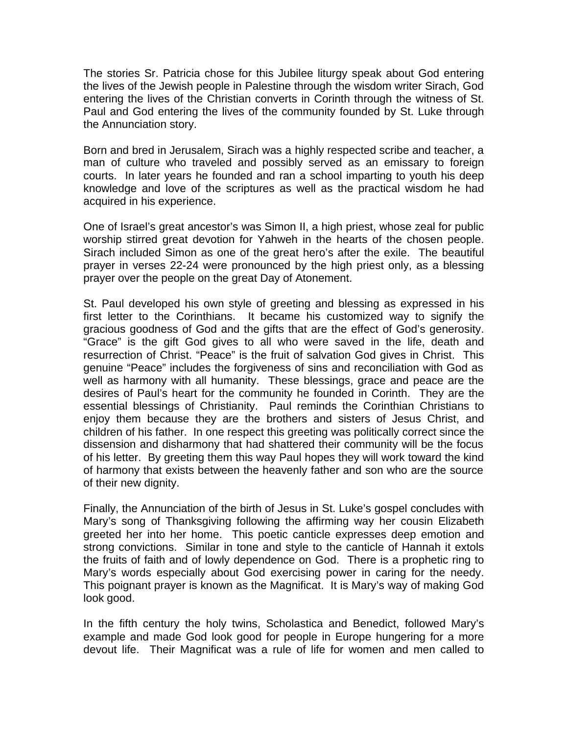The stories Sr. Patricia chose for this Jubilee liturgy speak about God entering the lives of the Jewish people in Palestine through the wisdom writer Sirach, God entering the lives of the Christian converts in Corinth through the witness of St. Paul and God entering the lives of the community founded by St. Luke through the Annunciation story.

Born and bred in Jerusalem, Sirach was a highly respected scribe and teacher, a man of culture who traveled and possibly served as an emissary to foreign courts. In later years he founded and ran a school imparting to youth his deep knowledge and love of the scriptures as well as the practical wisdom he had acquired in his experience.

One of Israel's great ancestor's was Simon II, a high priest, whose zeal for public worship stirred great devotion for Yahweh in the hearts of the chosen people. Sirach included Simon as one of the great hero's after the exile. The beautiful prayer in verses 22-24 were pronounced by the high priest only, as a blessing prayer over the people on the great Day of Atonement.

St. Paul developed his own style of greeting and blessing as expressed in his first letter to the Corinthians. It became his customized way to signify the gracious goodness of God and the gifts that are the effect of God's generosity. "Grace" is the gift God gives to all who were saved in the life, death and resurrection of Christ. "Peace" is the fruit of salvation God gives in Christ. This genuine "Peace" includes the forgiveness of sins and reconciliation with God as well as harmony with all humanity. These blessings, grace and peace are the desires of Paul's heart for the community he founded in Corinth. They are the essential blessings of Christianity. Paul reminds the Corinthian Christians to enjoy them because they are the brothers and sisters of Jesus Christ, and children of his father. In one respect this greeting was politically correct since the dissension and disharmony that had shattered their community will be the focus of his letter. By greeting them this way Paul hopes they will work toward the kind of harmony that exists between the heavenly father and son who are the source of their new dignity.

Finally, the Annunciation of the birth of Jesus in St. Luke's gospel concludes with Mary's song of Thanksgiving following the affirming way her cousin Elizabeth greeted her into her home. This poetic canticle expresses deep emotion and strong convictions. Similar in tone and style to the canticle of Hannah it extols the fruits of faith and of lowly dependence on God. There is a prophetic ring to Mary's words especially about God exercising power in caring for the needy. This poignant prayer is known as the Magnificat. It is Mary's way of making God look good.

In the fifth century the holy twins, Scholastica and Benedict, followed Mary's example and made God look good for people in Europe hungering for a more devout life. Their Magnificat was a rule of life for women and men called to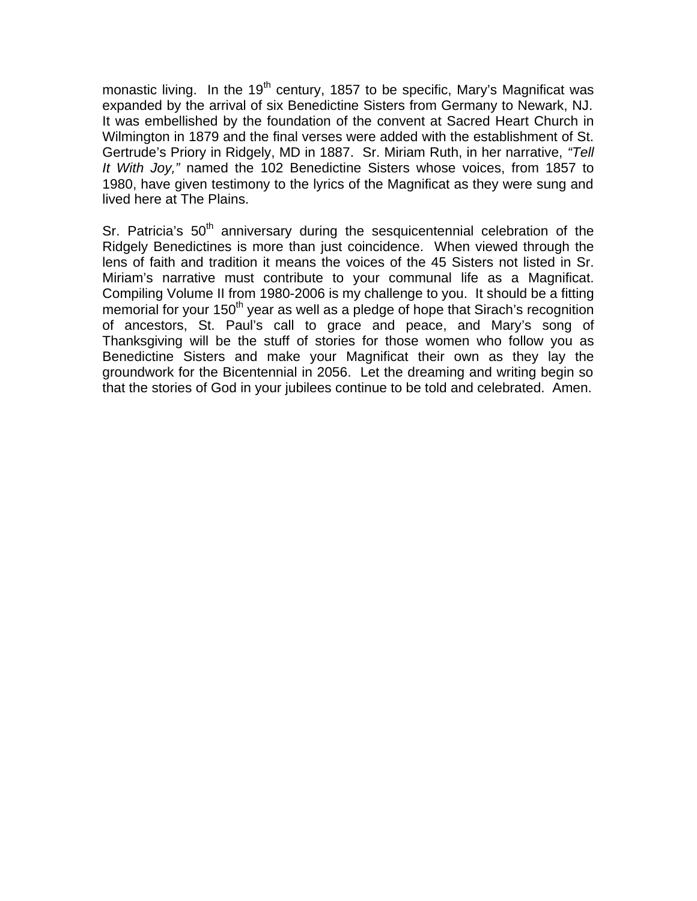monastic living. In the 19th century, 1857 to be specific, Mary's Magnificat was expanded by the arrival of six Benedictine Sisters from Germany to Newark, NJ. It was embellished by the foundation of the convent at Sacred Heart Church in Wilmington in 1879 and the final verses were added with the establishment of St. Gertrude's Priory in Ridgely, MD in 1887. Sr. Miriam Ruth, in her narrative, *"Tell It With Joy,"* named the 102 Benedictine Sisters whose voices, from 1857 to 1980, have given testimony to the lyrics of the Magnificat as they were sung and lived here at The Plains.

Sr. Patricia's 50th anniversary during the sesquicentennial celebration of the Ridgely Benedictines is more than just coincidence. When viewed through the lens of faith and tradition it means the voices of the 45 Sisters not listed in Sr. Miriam's narrative must contribute to your communal life as a Magnificat. Compiling Volume II from 1980-2006 is my challenge to you. It should be a fitting memorial for your 150th year as well as a pledge of hope that Sirach's recognition of ancestors, St. Paul's call to grace and peace, and Mary's song of Thanksgiving will be the stuff of stories for those women who follow you as Benedictine Sisters and make your Magnificat their own as they lay the groundwork for the Bicentennial in 2056. Let the dreaming and writing begin so that the stories of God in your jubilees continue to be told and celebrated. Amen.